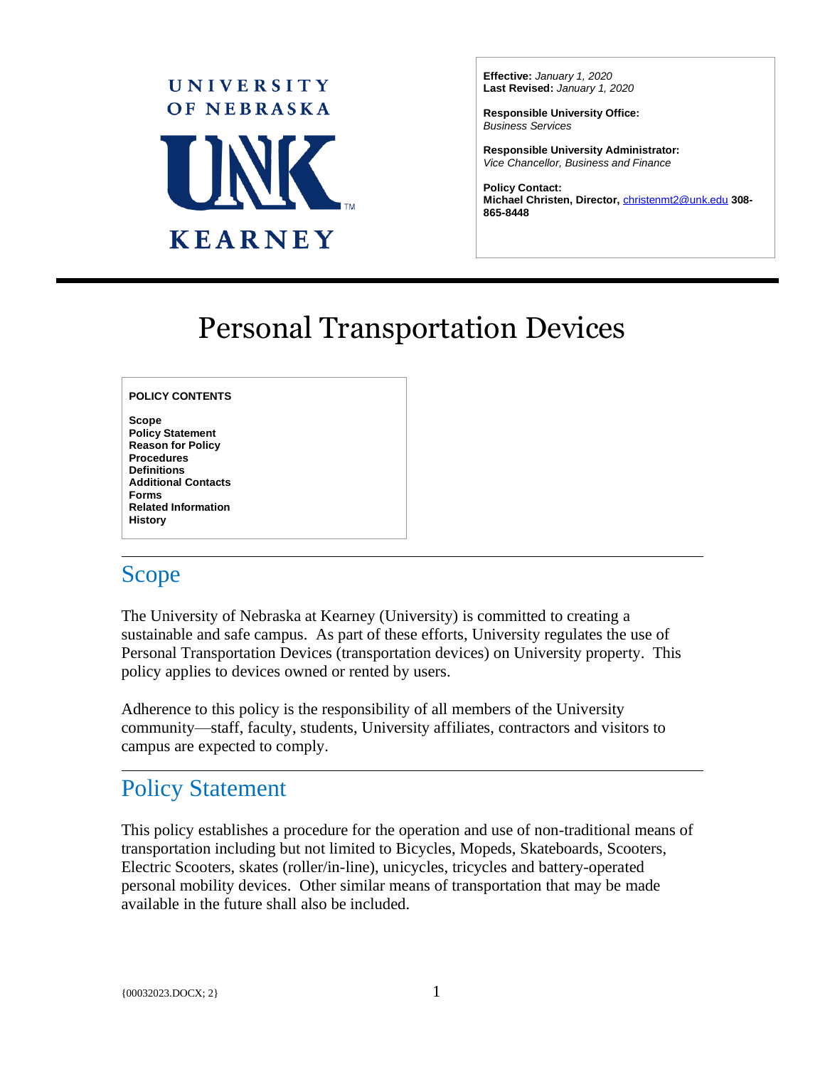UNIVERSITY OF NEBRASKA

UNK

KEARNEY

**Effective:** *January 1, 2020*
**Last Revised:** *January 1, 2020*

**Responsible University Office:**
*Business Services*

**Responsible University Administrator:**
*Vice Chancellor, Business and Finance*

**Policy Contact:**
**Michael Christen, Director,** christenmt2@unk.edu **308-865-8448**

# Personal Transportation Devices

**POLICY CONTENTS**

**Scope**
**Policy Statement**
**Reason for Policy**
**Procedures**
**Definitions**
**Additional Contacts**
**Forms**
**Related Information**
**History**

## Scope

The University of Nebraska at Kearney (University) is committed to creating a sustainable and safe campus. As part of these efforts, University regulates the use of Personal Transportation Devices (transportation devices) on University property. This policy applies to devices owned or rented by users.

Adherence to this policy is the responsibility of all members of the University community—staff, faculty, students, University affiliates, contractors and visitors to campus are expected to comply.

## Policy Statement

This policy establishes a procedure for the operation and use of non-traditional means of transportation including but not limited to Bicycles, Mopeds, Skateboards, Scooters, Electric Scooters, skates (roller/in-line), unicycles, tricycles and battery-operated personal mobility devices. Other similar means of transportation that may be made available in the future shall also be included.

{00032023.DOCX; 2}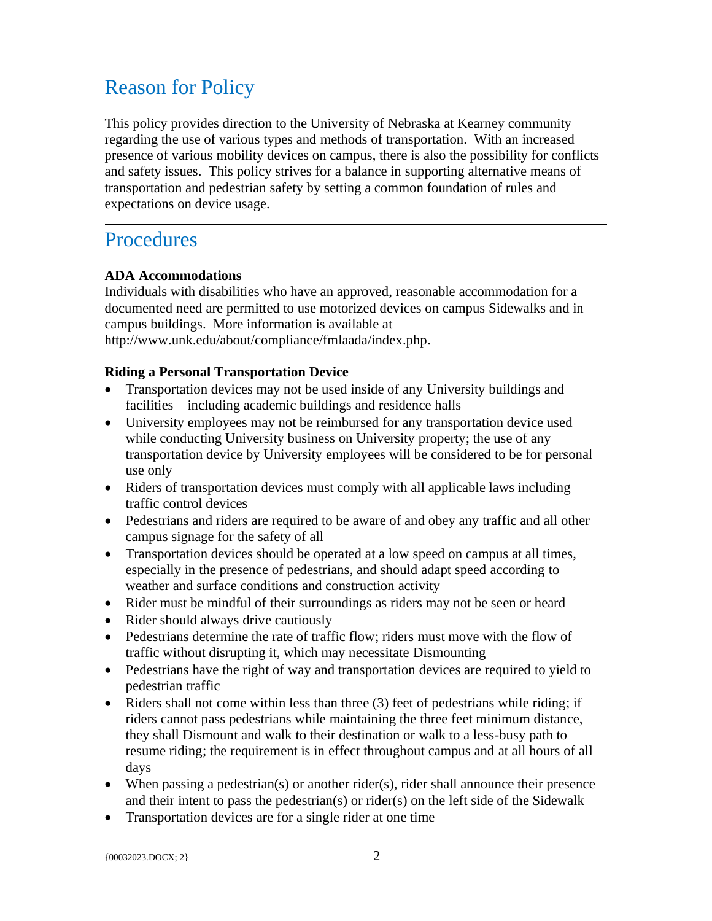## Reason for Policy

This policy provides direction to the University of Nebraska at Kearney community regarding the use of various types and methods of transportation. With an increased presence of various mobility devices on campus, there is also the possibility for conflicts and safety issues. This policy strives for a balance in supporting alternative means of transportation and pedestrian safety by setting a common foundation of rules and expectations on device usage.

## Procedures

**ADA Accommodations**

Individuals with disabilities who have an approved, reasonable accommodation for a documented need are permitted to use motorized devices on campus Sidewalks and in campus buildings. More information is available at http://www.unk.edu/about/compliance/fmlaada/index.php.

**Riding a Personal Transportation Device**

- Transportation devices may not be used inside of any University buildings and facilities – including academic buildings and residence halls
- University employees may not be reimbursed for any transportation device used while conducting University business on University property; the use of any transportation device by University employees will be considered to be for personal use only
- Riders of transportation devices must comply with all applicable laws including traffic control devices
- Pedestrians and riders are required to be aware of and obey any traffic and all other campus signage for the safety of all
- Transportation devices should be operated at a low speed on campus at all times, especially in the presence of pedestrians, and should adapt speed according to weather and surface conditions and construction activity
- Rider must be mindful of their surroundings as riders may not be seen or heard
- Rider should always drive cautiously
- Pedestrians determine the rate of traffic flow; riders must move with the flow of traffic without disrupting it, which may necessitate Dismounting
- Pedestrians have the right of way and transportation devices are required to yield to pedestrian traffic
- Riders shall not come within less than three (3) feet of pedestrians while riding; if riders cannot pass pedestrians while maintaining the three feet minimum distance, they shall Dismount and walk to their destination or walk to a less-busy path to resume riding; the requirement is in effect throughout campus and at all hours of all days
- When passing a pedestrian(s) or another rider(s), rider shall announce their presence and their intent to pass the pedestrian(s) or rider(s) on the left side of the Sidewalk
- Transportation devices are for a single rider at one time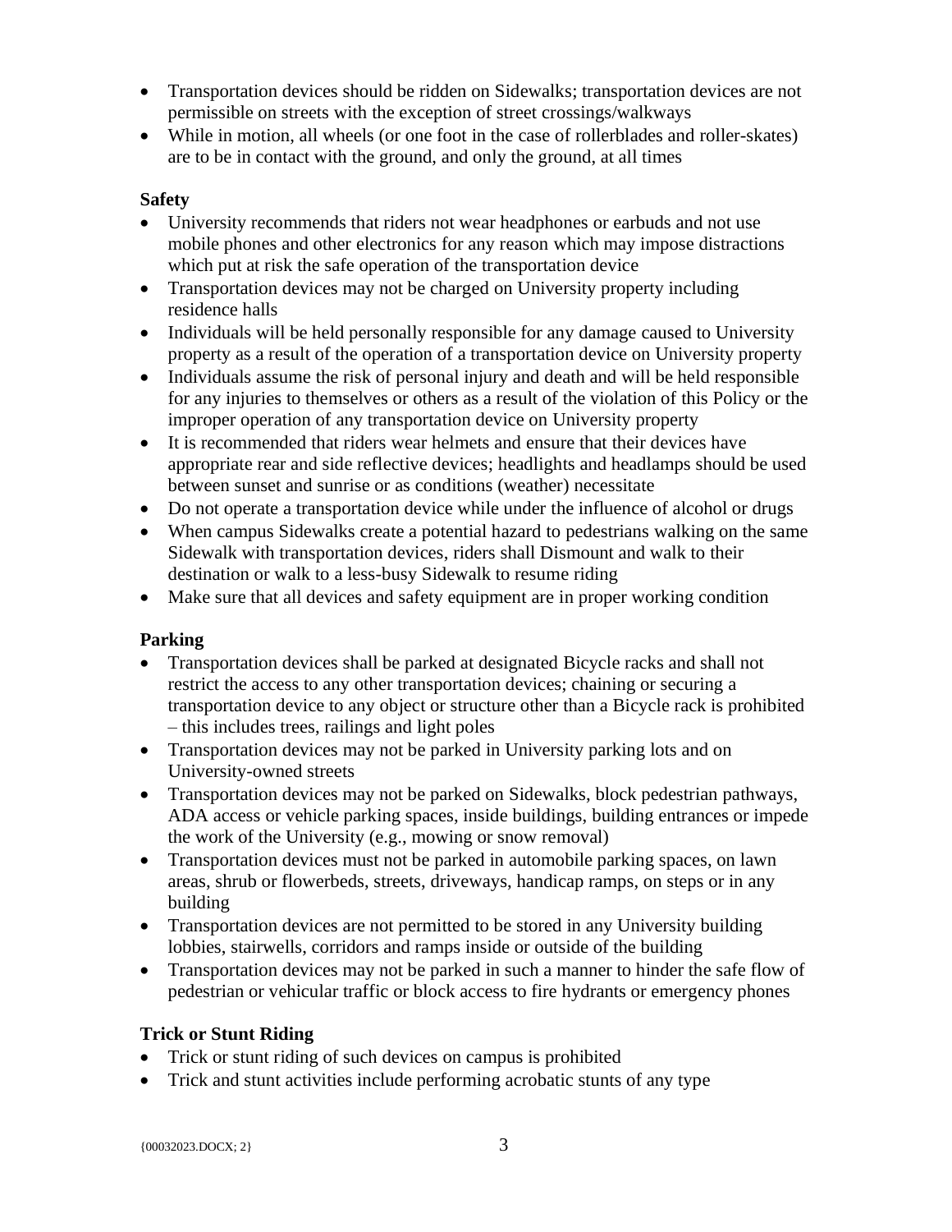- Transportation devices should be ridden on Sidewalks; transportation devices are not permissible on streets with the exception of street crossings/walkways
- While in motion, all wheels (or one foot in the case of rollerblades and roller-skates) are to be in contact with the ground, and only the ground, at all times

**Safety**

- University recommends that riders not wear headphones or earbuds and not use mobile phones and other electronics for any reason which may impose distractions which put at risk the safe operation of the transportation device
- Transportation devices may not be charged on University property including residence halls
- Individuals will be held personally responsible for any damage caused to University property as a result of the operation of a transportation device on University property
- Individuals assume the risk of personal injury and death and will be held responsible for any injuries to themselves or others as a result of the violation of this Policy or the improper operation of any transportation device on University property
- It is recommended that riders wear helmets and ensure that their devices have appropriate rear and side reflective devices; headlights and headlamps should be used between sunset and sunrise or as conditions (weather) necessitate
- Do not operate a transportation device while under the influence of alcohol or drugs
- When campus Sidewalks create a potential hazard to pedestrians walking on the same Sidewalk with transportation devices, riders shall Dismount and walk to their destination or walk to a less-busy Sidewalk to resume riding
- Make sure that all devices and safety equipment are in proper working condition

**Parking**

- Transportation devices shall be parked at designated Bicycle racks and shall not restrict the access to any other transportation devices; chaining or securing a transportation device to any object or structure other than a Bicycle rack is prohibited – this includes trees, railings and light poles
- Transportation devices may not be parked in University parking lots and on University-owned streets
- Transportation devices may not be parked on Sidewalks, block pedestrian pathways, ADA access or vehicle parking spaces, inside buildings, building entrances or impede the work of the University (e.g., mowing or snow removal)
- Transportation devices must not be parked in automobile parking spaces, on lawn areas, shrub or flowerbeds, streets, driveways, handicap ramps, on steps or in any building
- Transportation devices are not permitted to be stored in any University building lobbies, stairwells, corridors and ramps inside or outside of the building
- Transportation devices may not be parked in such a manner to hinder the safe flow of pedestrian or vehicular traffic or block access to fire hydrants or emergency phones

**Trick or Stunt Riding**

- Trick or stunt riding of such devices on campus is prohibited
- Trick and stunt activities include performing acrobatic stunts of any type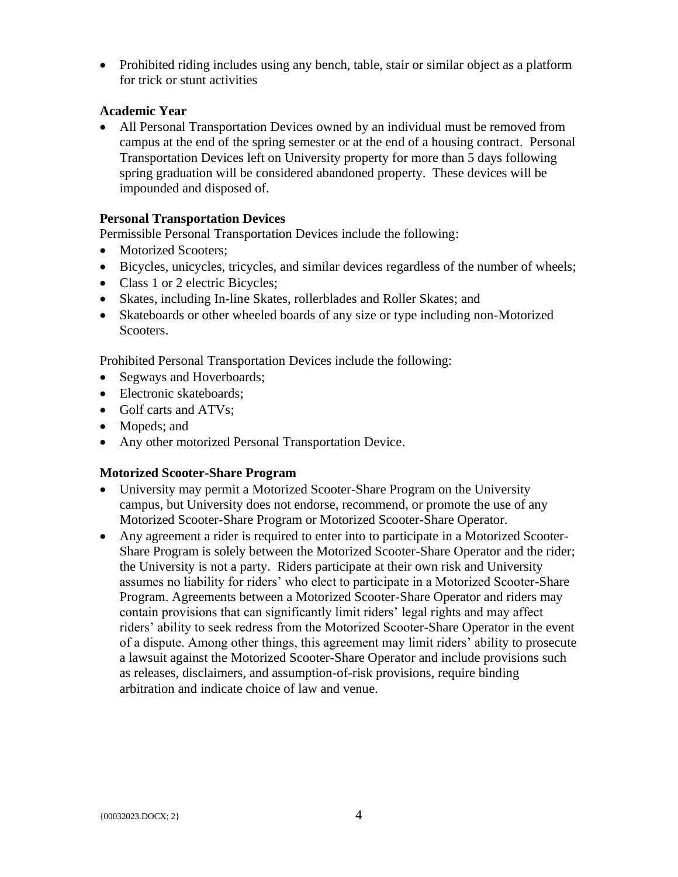- Prohibited riding includes using any bench, table, stair or similar object as a platform for trick or stunt activities

**Academic Year**

- All Personal Transportation Devices owned by an individual must be removed from campus at the end of the spring semester or at the end of a housing contract. Personal Transportation Devices left on University property for more than 5 days following spring graduation will be considered abandoned property. These devices will be impounded and disposed of.

**Personal Transportation Devices**

Permissible Personal Transportation Devices include the following:

- Motorized Scooters;
- Bicycles, unicycles, tricycles, and similar devices regardless of the number of wheels;
- Class 1 or 2 electric Bicycles;
- Skates, including In-line Skates, rollerblades and Roller Skates; and
- Skateboards or other wheeled boards of any size or type including non-Motorized Scooters.

Prohibited Personal Transportation Devices include the following:

- Segways and Hoverboards;
- Electronic skateboards;
- Golf carts and ATVs;
- Mopeds; and
- Any other motorized Personal Transportation Device.

**Motorized Scooter-Share Program**

- University may permit a Motorized Scooter-Share Program on the University campus, but University does not endorse, recommend, or promote the use of any Motorized Scooter-Share Program or Motorized Scooter-Share Operator.
- Any agreement a rider is required to enter into to participate in a Motorized Scooter-Share Program is solely between the Motorized Scooter-Share Operator and the rider; the University is not a party. Riders participate at their own risk and University assumes no liability for riders' who elect to participate in a Motorized Scooter-Share Program. Agreements between a Motorized Scooter-Share Operator and riders may contain provisions that can significantly limit riders' legal rights and may affect riders' ability to seek redress from the Motorized Scooter-Share Operator in the event of a dispute. Among other things, this agreement may limit riders' ability to prosecute a lawsuit against the Motorized Scooter-Share Operator and include provisions such as releases, disclaimers, and assumption-of-risk provisions, require binding arbitration and indicate choice of law and venue.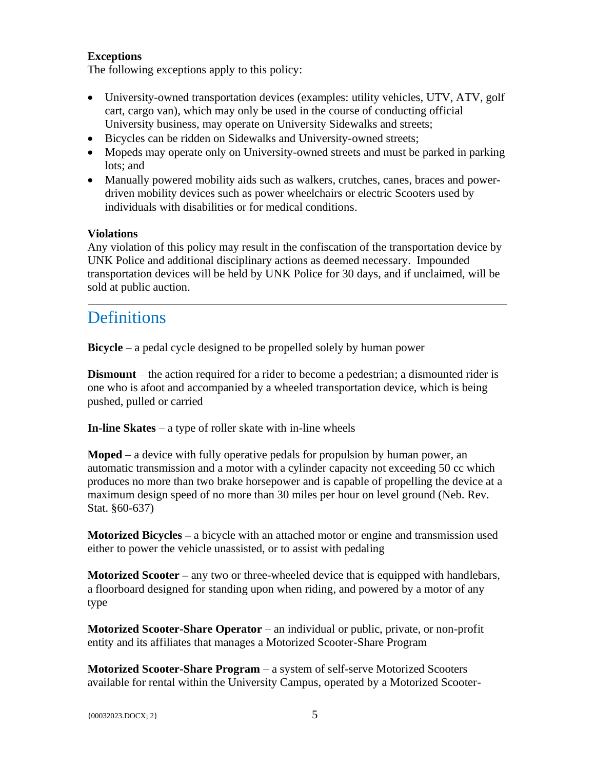**Exceptions**

The following exceptions apply to this policy:

- University-owned transportation devices (examples: utility vehicles, UTV, ATV, golf cart, cargo van), which may only be used in the course of conducting official University business, may operate on University Sidewalks and streets;
- Bicycles can be ridden on Sidewalks and University-owned streets;
- Mopeds may operate only on University-owned streets and must be parked in parking lots; and
- Manually powered mobility aids such as walkers, crutches, canes, braces and power-driven mobility devices such as power wheelchairs or electric Scooters used by individuals with disabilities or for medical conditions.

**Violations**

Any violation of this policy may result in the confiscation of the transportation device by UNK Police and additional disciplinary actions as deemed necessary. Impounded transportation devices will be held by UNK Police for 30 days, and if unclaimed, will be sold at public auction.

---

# Definitions

**Bicycle** – a pedal cycle designed to be propelled solely by human power

**Dismount** – the action required for a rider to become a pedestrian; a dismounted rider is one who is afoot and accompanied by a wheeled transportation device, which is being pushed, pulled or carried

**In-line Skates** – a type of roller skate with in-line wheels

**Moped** – a device with fully operative pedals for propulsion by human power, an automatic transmission and a motor with a cylinder capacity not exceeding 50 cc which produces no more than two brake horsepower and is capable of propelling the device at a maximum design speed of no more than 30 miles per hour on level ground (Neb. Rev. Stat. §60-637)

**Motorized Bicycles –** a bicycle with an attached motor or engine and transmission used either to power the vehicle unassisted, or to assist with pedaling

**Motorized Scooter –** any two or three-wheeled device that is equipped with handlebars, a floorboard designed for standing upon when riding, and powered by a motor of any type

**Motorized Scooter-Share Operator** – an individual or public, private, or non-profit entity and its affiliates that manages a Motorized Scooter-Share Program

**Motorized Scooter-Share Program** – a system of self-serve Motorized Scooters available for rental within the University Campus, operated by a Motorized Scooter-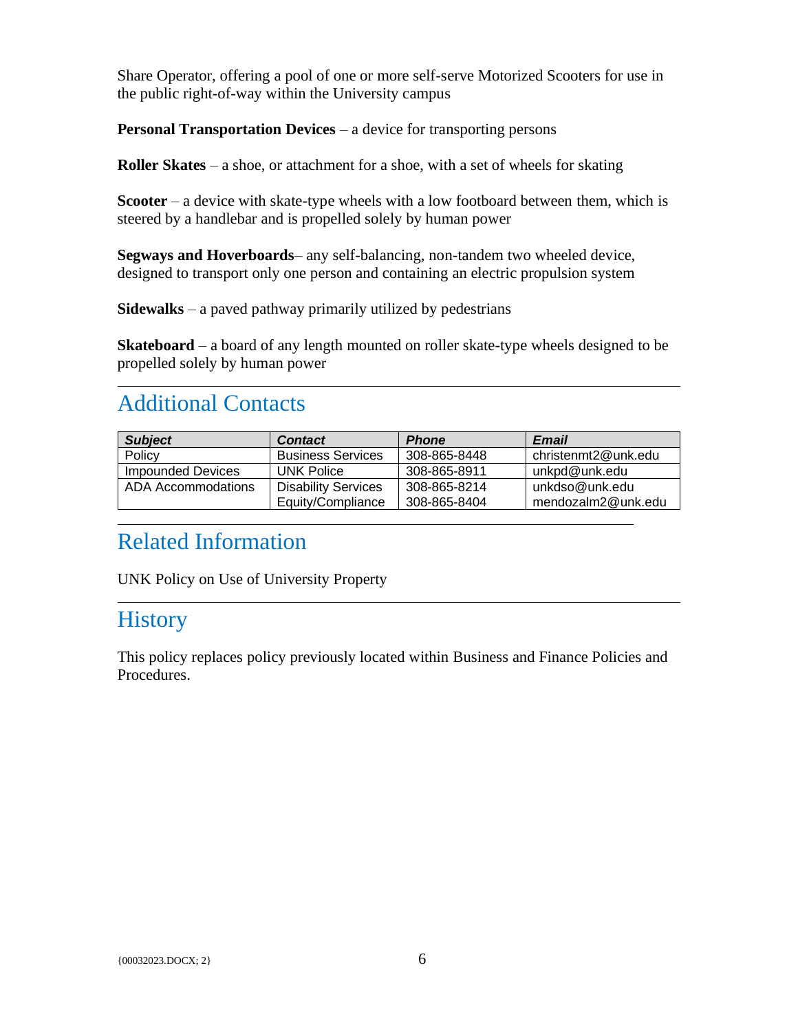Share Operator, offering a pool of one or more self-serve Motorized Scooters for use in the public right-of-way within the University campus

**Personal Transportation Devices** – a device for transporting persons

**Roller Skates** – a shoe, or attachment for a shoe, with a set of wheels for skating

**Scooter** – a device with skate-type wheels with a low footboard between them, which is steered by a handlebar and is propelled solely by human power

**Segways and Hoverboards**– any self-balancing, non-tandem two wheeled device, designed to transport only one person and containing an electric propulsion system

**Sidewalks** – a paved pathway primarily utilized by pedestrians

**Skateboard** – a board of any length mounted on roller skate-type wheels designed to be propelled solely by human power

## Additional Contacts

| ***Subject*** | ***Contact*** | ***Phone*** | ***Email*** |
|---|---|---|---|
| Policy | Business Services | 308-865-8448 | christenmt2@unk.edu |
| Impounded Devices | UNK Police | 308-865-8911 | unkpd@unk.edu |
| ADA Accommodations | Disability Services<br>Equity/Compliance | 308-865-8214<br>308-865-8404 | unkdso@unk.edu<br>mendozalm2@unk.edu |

## Related Information

UNK Policy on Use of University Property

## History

This policy replaces policy previously located within Business and Finance Policies and Procedures.